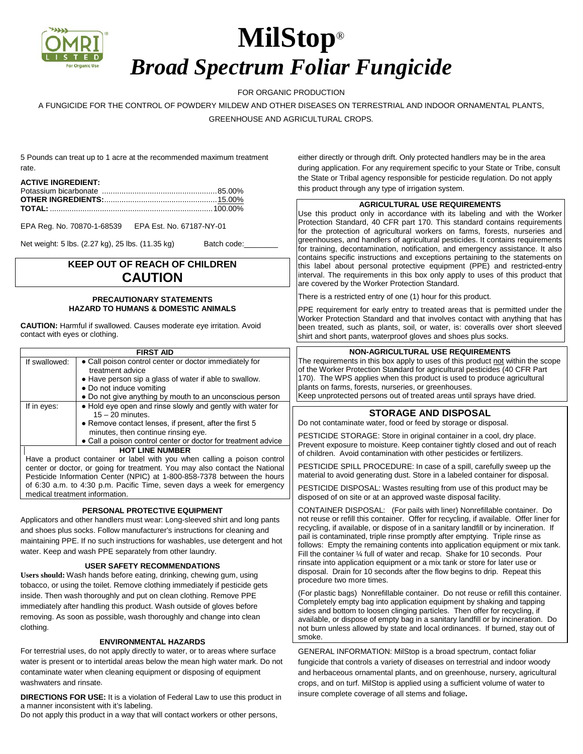# MilStop®

## *Broad Spectrum Foliar Fungicide*

FOR ORGANIC PRODUCTION

A FUNGICIDE FOR THE CONTROL OF POWDERY MILDEW AND OTHER DISEASES ON TERRESTRIAL AND INDOOR ORNAMENTAL PLANTS, GREENHOUSE AND AGRICULTURAL CROPS.

5 Pounds can treat up to 1 acre at the recommended maximum treatment rate.

**ACTIVE INGREDIENT:**

| | |
|---|---|
| Potassium bicarbonate | 85.00% |
| **OTHER INGREDIENTS:** | 15.00% |
| **TOTAL:** | 100.00% |

EPA Reg. No. 70870-1-68539 EPA Est. No. 67187-NY-01

Net weight: 5 lbs. (2.27 kg), 25 lbs. (11.35 kg) Batch code:________

## KEEP OUT OF REACH OF CHILDREN
## CAUTION

### PRECAUTIONARY STATEMENTS
### HAZARD TO HUMANS & DOMESTIC ANIMALS

**CAUTION:** Harmful if swallowed. Causes moderate eye irritation. Avoid contact with eyes or clothing.

| FIRST AID | |
|---|---|
| If swallowed: | • Call poison control center or doctor immediately for treatment advice<br>• Have person sip a glass of water if able to swallow.<br>• Do not induce vomiting<br>• Do not give anything by mouth to an unconscious person |
| If in eyes: | • Hold eye open and rinse slowly and gently with water for 15 – 20 minutes.<br>• Remove contact lenses, if present, after the first 5 minutes, then continue rinsing eye.<br>• Call a poison control center or doctor for treatment advice |
| **HOT LINE NUMBER** | |
| Have a product container or label with you when calling a poison control center or doctor, or going for treatment. You may also contact the National Pesticide Information Center (NPIC) at 1-800-858-7378 between the hours of 6:30 a.m. to 4:30 p.m. Pacific Time, seven days a week for emergency medical treatment information. | |

### PERSONAL PROTECTIVE EQUIPMENT

Applicators and other handlers must wear: Long-sleeved shirt and long pants and shoes plus socks. Follow manufacturer's instructions for cleaning and maintaining PPE. If no such instructions for washables, use detergent and hot water. Keep and wash PPE separately from other laundry.

### USER SAFETY RECOMMENDATIONS

**Users should:** Wash hands before eating, drinking, chewing gum, using tobacco, or using the toilet. Remove clothing immediately if pesticide gets inside. Then wash thoroughly and put on clean clothing. Remove PPE immediately after handling this product. Wash outside of gloves before removing. As soon as possible, wash thoroughly and change into clean clothing.

### ENVIRONMENTAL HAZARDS

For terrestrial uses, do not apply directly to water, or to areas where surface water is present or to intertidal areas below the mean high water mark. Do not contaminate water when cleaning equipment or disposing of equipment washwaters and rinsate.

**DIRECTIONS FOR USE:** It is a violation of Federal Law to use this product in a manner inconsistent with it's labeling.
Do not apply this product in a way that will contact workers or other persons, either directly or through drift. Only protected handlers may be in the area during application. For any requirement specific to your State or Tribe, consult the State or Tribal agency responsible for pesticide regulation. Do not apply this product through any type of irrigation system.

### AGRICULTURAL USE REQUIREMENTS

Use this product only in accordance with its labeling and with the Worker Protection Standard, 40 CFR part 170. This standard contains requirements for the protection of agricultural workers on farms, forests, nurseries and greenhouses, and handlers of agricultural pesticides. It contains requirements for training, decontamination, notification, and emergency assistance. It also contains specific instructions and exceptions pertaining to the statements on this label about personal protective equipment (PPE) and restricted-entry interval. The requirements in this box only apply to uses of this product that are covered by the Worker Protection Standard.

There is a restricted entry of one (1) hour for this product.

PPE requirement for early entry to treated areas that is permitted under the Worker Protection Standard and that involves contact with anything that has been treated, such as plants, soil, or water, is: coveralls over short sleeved shirt and short pants, waterproof gloves and shoes plus socks.

### NON-AGRICULTURAL USE REQUIREMENTS

The requirements in this box apply to uses of this product not within the scope of the Worker Protection Standard for agricultural pesticides (40 CFR Part 170). The WPS applies when this product is used to produce agricultural plants on farms, forests, nurseries, or greenhouses.
Keep unprotected persons out of treated areas until sprays have dried.

## STORAGE AND DISPOSAL

Do not contaminate water, food or feed by storage or disposal.

PESTICIDE STORAGE: Store in original container in a cool, dry place. Prevent exposure to moisture. Keep container tightly closed and out of reach of children. Avoid contamination with other pesticides or fertilizers.

PESTICIDE SPILL PROCEDURE: In case of a spill, carefully sweep up the material to avoid generating dust. Store in a labeled container for disposal.

PESTICIDE DISPOSAL: Wastes resulting from use of this product may be disposed of on site or at an approved waste disposal facility.

CONTAINER DISPOSAL: (For pails with liner) Nonrefillable container. Do not reuse or refill this container. Offer for recycling, if available. Offer liner for recycling, if available, or dispose of in a sanitary landfill or by incineration. If pail is contaminated, triple rinse promptly after emptying. Triple rinse as follows: Empty the remaining contents into application equipment or mix tank. Fill the container ¼ full of water and recap. Shake for 10 seconds. Pour rinsate into application equipment or a mix tank or store for later use or disposal. Drain for 10 seconds after the flow begins to drip. Repeat this procedure two more times.

(For plastic bags) Nonrefillable container. Do not reuse or refill this container. Completely empty bag into application equipment by shaking and tapping sides and bottom to loosen clinging particles. Then offer for recycling, if available, or dispose of empty bag in a sanitary landfill or by incineration. Do not burn unless allowed by state and local ordinances. If burned, stay out of smoke.

GENERAL INFORMATION: MilStop is a broad spectrum, contact foliar fungicide that controls a variety of diseases on terrestrial and indoor woody and herbaceous ornamental plants, and on greenhouse, nursery, agricultural crops, and on turf. MilStop is applied using a sufficient volume of water to insure complete coverage of all stems and foliage**.**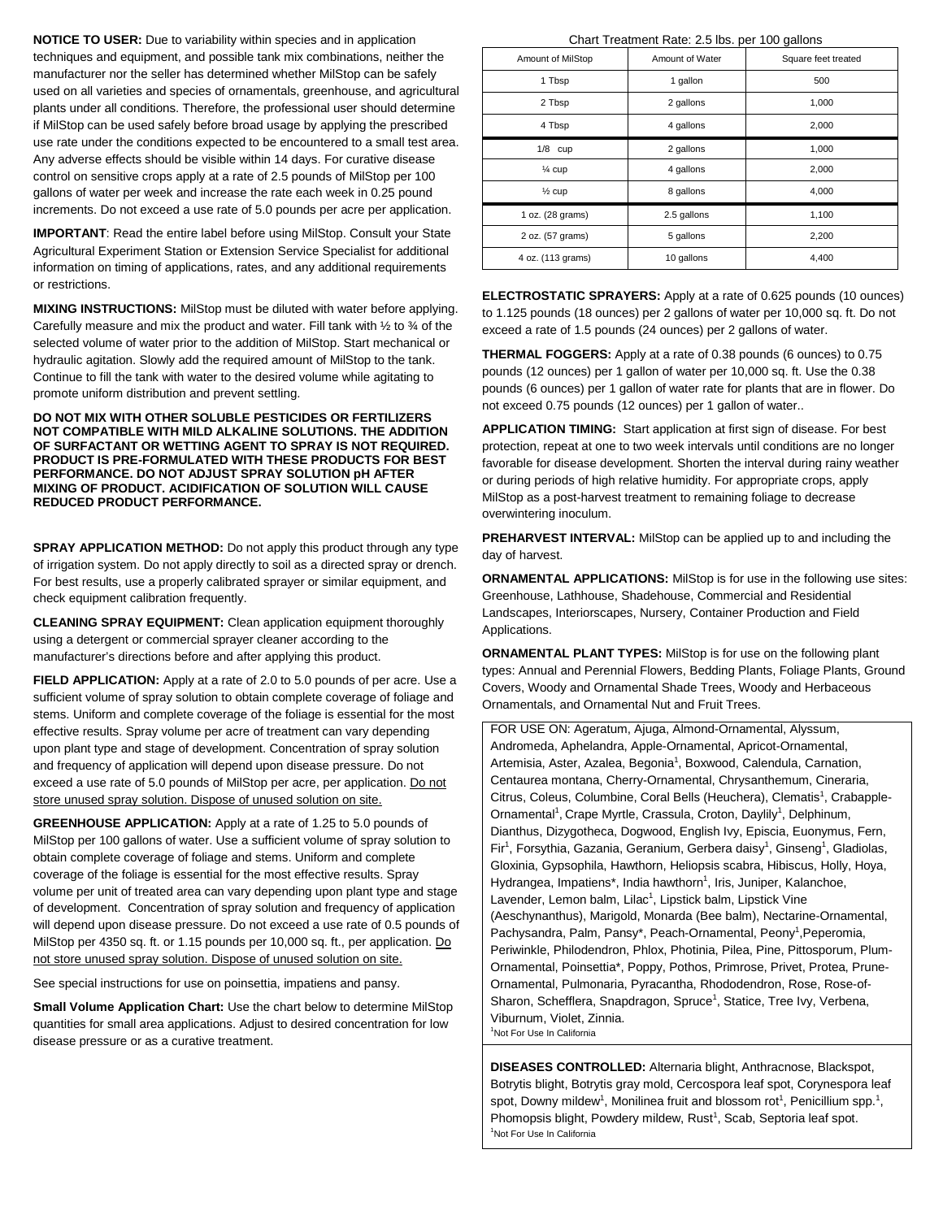**NOTICE TO USER:** Due to variability within species and in application techniques and equipment, and possible tank mix combinations, neither the manufacturer nor the seller has determined whether MilStop can be safely used on all varieties and species of ornamentals, greenhouse, and agricultural plants under all conditions. Therefore, the professional user should determine if MilStop can be used safely before broad usage by applying the prescribed use rate under the conditions expected to be encountered to a small test area. Any adverse effects should be visible within 14 days. For curative disease control on sensitive crops apply at a rate of 2.5 pounds of MilStop per 100 gallons of water per week and increase the rate each week in 0.25 pound increments. Do not exceed a use rate of 5.0 pounds per acre per application.

**IMPORTANT**: Read the entire label before using MilStop. Consult your State Agricultural Experiment Station or Extension Service Specialist for additional information on timing of applications, rates, and any additional requirements or restrictions.

**MIXING INSTRUCTIONS:** MilStop must be diluted with water before applying. Carefully measure and mix the product and water. Fill tank with ½ to ¾ of the selected volume of water prior to the addition of MilStop. Start mechanical or hydraulic agitation. Slowly add the required amount of MilStop to the tank. Continue to fill the tank with water to the desired volume while agitating to promote uniform distribution and prevent settling.

**DO NOT MIX WITH OTHER SOLUBLE PESTICIDES OR FERTILIZERS NOT COMPATIBLE WITH MILD ALKALINE SOLUTIONS. THE ADDITION OF SURFACTANT OR WETTING AGENT TO SPRAY IS NOT REQUIRED. PRODUCT IS PRE-FORMULATED WITH THESE PRODUCTS FOR BEST PERFORMANCE. DO NOT ADJUST SPRAY SOLUTION pH AFTER MIXING OF PRODUCT. ACIDIFICATION OF SOLUTION WILL CAUSE REDUCED PRODUCT PERFORMANCE.**

**SPRAY APPLICATION METHOD:** Do not apply this product through any type of irrigation system. Do not apply directly to soil as a directed spray or drench. For best results, use a properly calibrated sprayer or similar equipment, and check equipment calibration frequently.

**CLEANING SPRAY EQUIPMENT:** Clean application equipment thoroughly using a detergent or commercial sprayer cleaner according to the manufacturer's directions before and after applying this product.

**FIELD APPLICATION:** Apply at a rate of 2.0 to 5.0 pounds of per acre. Use a sufficient volume of spray solution to obtain complete coverage of foliage and stems. Uniform and complete coverage of the foliage is essential for the most effective results. Spray volume per acre of treatment can vary depending upon plant type and stage of development. Concentration of spray solution and frequency of application will depend upon disease pressure. Do not exceed a use rate of 5.0 pounds of MilStop per acre, per application. Do not store unused spray solution. Dispose of unused solution on site.

**GREENHOUSE APPLICATION:** Apply at a rate of 1.25 to 5.0 pounds of MilStop per 100 gallons of water. Use a sufficient volume of spray solution to obtain complete coverage of foliage and stems. Uniform and complete coverage of the foliage is essential for the most effective results. Spray volume per unit of treated area can vary depending upon plant type and stage of development. Concentration of spray solution and frequency of application will depend upon disease pressure. Do not exceed a use rate of 0.5 pounds of MilStop per 4350 sq. ft. or 1.15 pounds per 10,000 sq. ft., per application. Do not store unused spray solution. Dispose of unused solution on site.

See special instructions for use on poinsettia, impatiens and pansy.

**Small Volume Application Chart:** Use the chart below to determine MilStop quantities for small area applications. Adjust to desired concentration for low disease pressure or as a curative treatment.

Chart Treatment Rate: 2.5 lbs. per 100 gallons

| Amount of MilStop | Amount of Water | Square feet treated |
|---|---|---|
| 1 Tbsp | 1 gallon | 500 |
| 2 Tbsp | 2 gallons | 1,000 |
| 4 Tbsp | 4 gallons | 2,000 |
| 1/8 cup | 2 gallons | 1,000 |
| ¼ cup | 4 gallons | 2,000 |
| ½ cup | 8 gallons | 4,000 |
| 1 oz. (28 grams) | 2.5 gallons | 1,100 |
| 2 oz. (57 grams) | 5 gallons | 2,200 |
| 4 oz. (113 grams) | 10 gallons | 4,400 |

**ELECTROSTATIC SPRAYERS:** Apply at a rate of 0.625 pounds (10 ounces) to 1.125 pounds (18 ounces) per 2 gallons of water per 10,000 sq. ft. Do not exceed a rate of 1.5 pounds (24 ounces) per 2 gallons of water.

**THERMAL FOGGERS:** Apply at a rate of 0.38 pounds (6 ounces) to 0.75 pounds (12 ounces) per 1 gallon of water per 10,000 sq. ft. Use the 0.38 pounds (6 ounces) per 1 gallon of water rate for plants that are in flower. Do not exceed 0.75 pounds (12 ounces) per 1 gallon of water..

**APPLICATION TIMING:** Start application at first sign of disease. For best protection, repeat at one to two week intervals until conditions are no longer favorable for disease development. Shorten the interval during rainy weather or during periods of high relative humidity. For appropriate crops, apply MilStop as a post-harvest treatment to remaining foliage to decrease overwintering inoculum.

**PREHARVEST INTERVAL:** MilStop can be applied up to and including the day of harvest.

**ORNAMENTAL APPLICATIONS:** MilStop is for use in the following use sites: Greenhouse, Lathhouse, Shadehouse, Commercial and Residential Landscapes, Interiorscapes, Nursery, Container Production and Field Applications.

**ORNAMENTAL PLANT TYPES:** MilStop is for use on the following plant types: Annual and Perennial Flowers, Bedding Plants, Foliage Plants, Ground Covers, Woody and Ornamental Shade Trees, Woody and Herbaceous Ornamentals, and Ornamental Nut and Fruit Trees.

FOR USE ON: Ageratum, Ajuga, Almond-Ornamental, Alyssum, Andromeda, Aphelandra, Apple-Ornamental, Apricot-Ornamental, Artemisia, Aster, Azalea, Begonia[1], Boxwood, Calendula, Carnation, Centaurea montana, Cherry-Ornamental, Chrysanthemum, Cineraria, Citrus, Coleus, Columbine, Coral Bells (Heuchera), Clematis[1], Crabapple-Ornamental[1], Crape Myrtle, Crassula, Croton, Daylily[1], Delphinum, Dianthus, Dizygotheca, Dogwood, English Ivy, Episcia, Euonymus, Fern, Fir[1], Forsythia, Gazania, Geranium, Gerbera daisy[1], Ginseng[1], Gladiolas, Gloxinia, Gypsophila, Hawthorn, Heliopsis scabra, Hibiscus, Holly, Hoya, Hydrangea, Impatiens*, India hawthorn[1], Iris, Juniper, Kalanchoe, Lavender, Lemon balm, Lilac[1], Lipstick balm, Lipstick Vine (Aeschynanthus), Marigold, Monarda (Bee balm), Nectarine-Ornamental, Pachysandra, Palm, Pansy*, Peach-Ornamental, Peony[1],Peperomia, Periwinkle, Philodendron, Phlox, Photinia, Pilea, Pine, Pittosporum, Plum-Ornamental, Poinsettia*, Poppy, Pothos, Primrose, Privet, Protea, Prune-Ornamental, Pulmonaria, Pyracantha, Rhododendron, Rose, Rose-of-Sharon, Schefflera, Snapdragon, Spruce[1], Statice, Tree Ivy, Verbena, Viburnum, Violet, Zinnia.

[1]Not For Use In California

**DISEASES CONTROLLED:** Alternaria blight, Anthracnose, Blackspot, Botrytis blight, Botrytis gray mold, Cercospora leaf spot, Corynespora leaf spot, Downy mildew[1], Monilinea fruit and blossom rot[1], Penicillium spp.[1], Phomopsis blight, Powdery mildew, Rust[1], Scab, Septoria leaf spot.

[1]Not For Use In California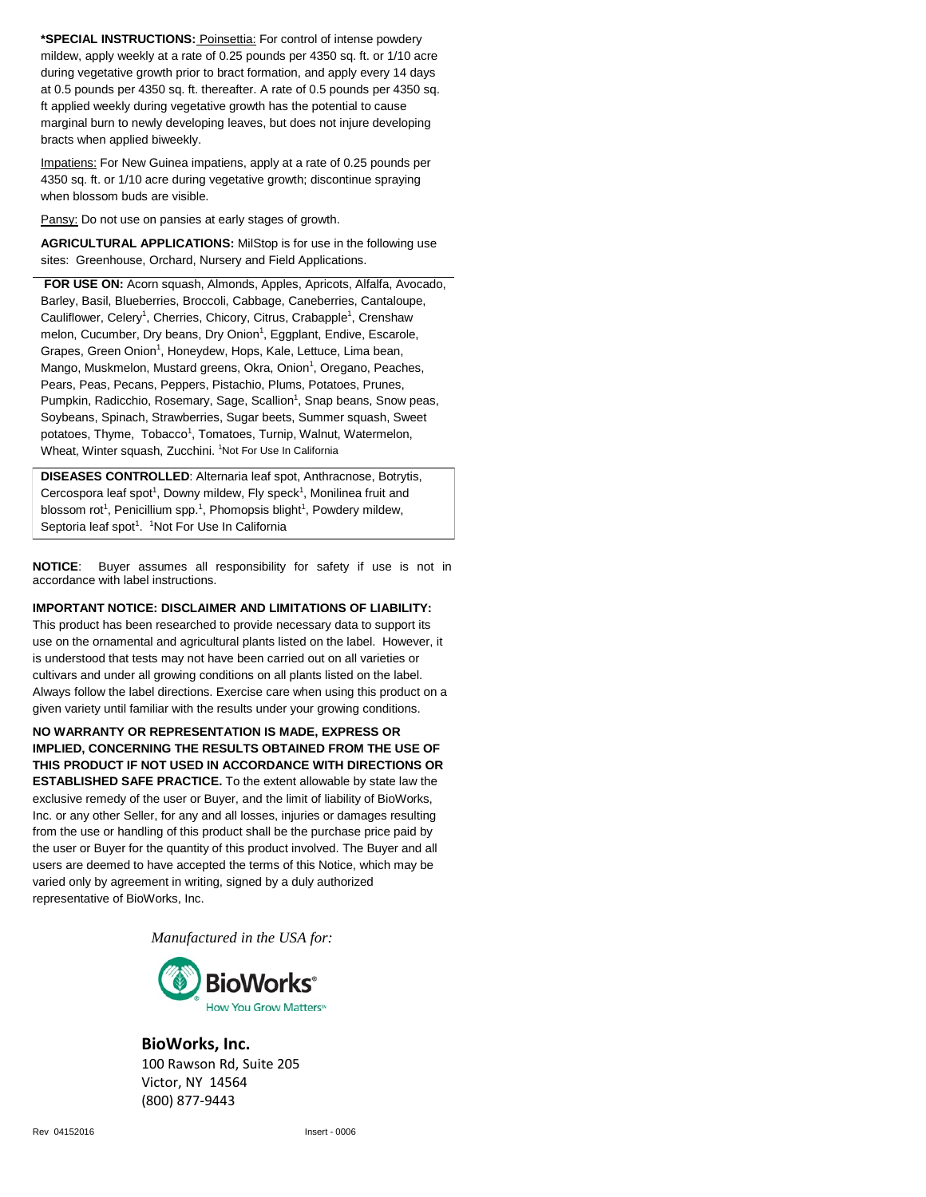**\*SPECIAL INSTRUCTIONS:** Poinsettia: For control of intense powdery mildew, apply weekly at a rate of 0.25 pounds per 4350 sq. ft. or 1/10 acre during vegetative growth prior to bract formation, and apply every 14 days at 0.5 pounds per 4350 sq. ft. thereafter. A rate of 0.5 pounds per 4350 sq. ft applied weekly during vegetative growth has the potential to cause marginal burn to newly developing leaves, but does not injure developing bracts when applied biweekly.

Impatiens: For New Guinea impatiens, apply at a rate of 0.25 pounds per 4350 sq. ft. or 1/10 acre during vegetative growth; discontinue spraying when blossom buds are visible.

Pansy: Do not use on pansies at early stages of growth.

**AGRICULTURAL APPLICATIONS:** MilStop is for use in the following use sites: Greenhouse, Orchard, Nursery and Field Applications.

**FOR USE ON:** Acorn squash, Almonds, Apples, Apricots, Alfalfa, Avocado, Barley, Basil, Blueberries, Broccoli, Cabbage, Caneberries, Cantaloupe, Cauliflower, Celery[1], Cherries, Chicory, Citrus, Crabapple[1], Crenshaw melon, Cucumber, Dry beans, Dry Onion[1], Eggplant, Endive, Escarole, Grapes, Green Onion[1], Honeydew, Hops, Kale, Lettuce, Lima bean, Mango, Muskmelon, Mustard greens, Okra, Onion[1], Oregano, Peaches, Pears, Peas, Pecans, Peppers, Pistachio, Plums, Potatoes, Prunes, Pumpkin, Radicchio, Rosemary, Sage, Scallion[1], Snap beans, Snow peas, Soybeans, Spinach, Strawberries, Sugar beets, Summer squash, Sweet potatoes, Thyme, Tobacco[1], Tomatoes, Turnip, Walnut, Watermelon, Wheat, Winter squash, Zucchini. [1]Not For Use In California

**DISEASES CONTROLLED**: Alternaria leaf spot, Anthracnose, Botrytis, Cercospora leaf spot[1], Downy mildew, Fly speck[1], Monilinea fruit and blossom rot[1], Penicillium spp.[1], Phomopsis blight[1], Powdery mildew, Septoria leaf spot[1]. [1]Not For Use In California

**NOTICE**: Buyer assumes all responsibility for safety if use is not in accordance with label instructions.

**IMPORTANT NOTICE: DISCLAIMER AND LIMITATIONS OF LIABILITY:** This product has been researched to provide necessary data to support its use on the ornamental and agricultural plants listed on the label. However, it is understood that tests may not have been carried out on all varieties or cultivars and under all growing conditions on all plants listed on the label. Always follow the label directions. Exercise care when using this product on a given variety until familiar with the results under your growing conditions.

**NO WARRANTY OR REPRESENTATION IS MADE, EXPRESS OR IMPLIED, CONCERNING THE RESULTS OBTAINED FROM THE USE OF THIS PRODUCT IF NOT USED IN ACCORDANCE WITH DIRECTIONS OR ESTABLISHED SAFE PRACTICE.** To the extent allowable by state law the exclusive remedy of the user or Buyer, and the limit of liability of BioWorks, Inc. or any other Seller, for any and all losses, injuries or damages resulting from the use or handling of this product shall be the purchase price paid by the user or Buyer for the quantity of this product involved. The Buyer and all users are deemed to have accepted the terms of this Notice, which may be varied only by agreement in writing, signed by a duly authorized representative of BioWorks, Inc.

*Manufactured in the USA for:*

BioWorks®
How You Grow Matters™

**BioWorks, Inc.**
100 Rawson Rd, Suite 205
Victor, NY 14564
(800) 877-9443

Rev 04152016 Insert - 0006